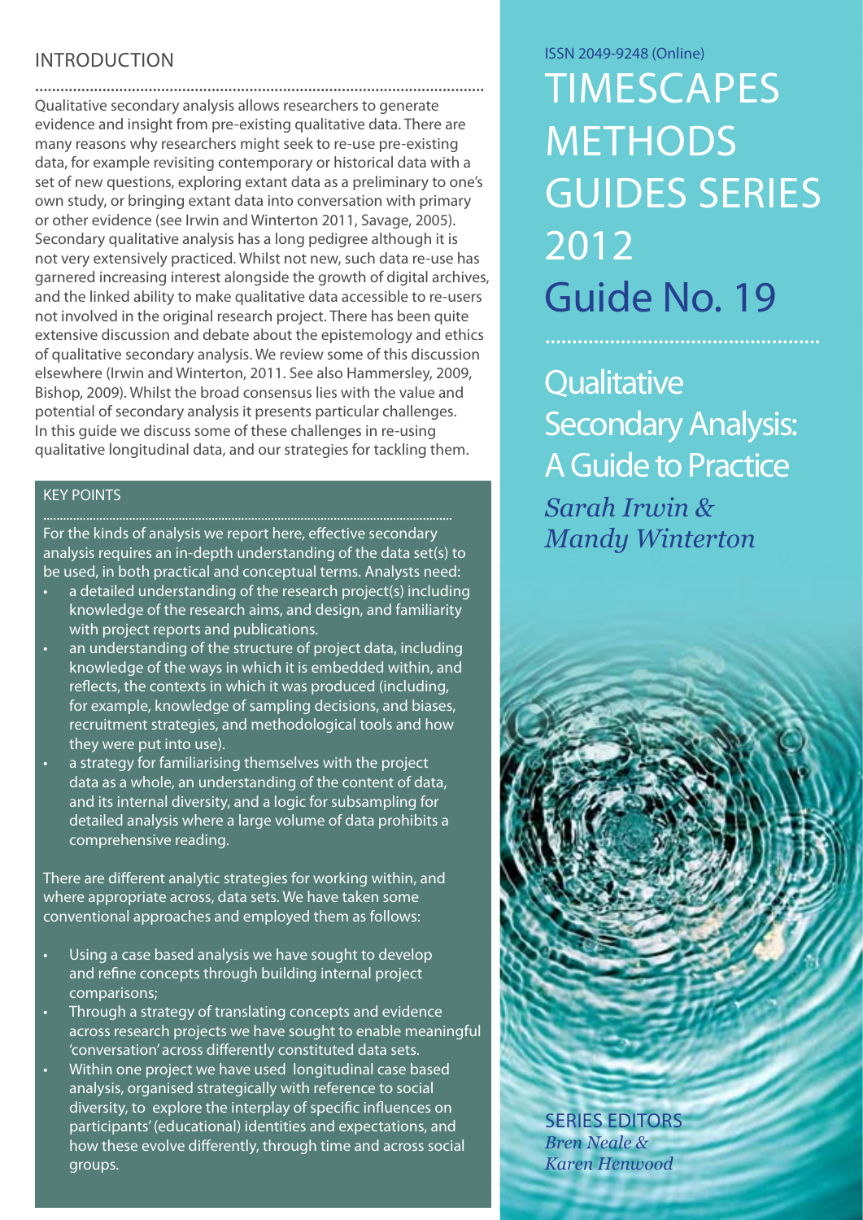ISSN 2049-9248 (Online)

# TIMESCAPES METHODS GUIDES SERIES 2012 Guide No. 19

# Qualitative Secondary Analysis: A Guide to Practice

*Sarah Irwin & Mandy Winterton*

SERIES EDITORS
*Bren Neale & Karen Henwood*

## INTRODUCTION

Qualitative secondary analysis allows researchers to generate evidence and insight from pre-existing qualitative data. There are many reasons why researchers might seek to re-use pre-existing data, for example revisiting contemporary or historical data with a set of new questions, exploring extant data as a preliminary to one's own study, or bringing extant data into conversation with primary or other evidence (see Irwin and Winterton 2011, Savage, 2005). Secondary qualitative analysis has a long pedigree although it is not very extensively practiced. Whilst not new, such data re-use has garnered increasing interest alongside the growth of digital archives, and the linked ability to make qualitative data accessible to re-users not involved in the original research project. There has been quite extensive discussion and debate about the epistemology and ethics of qualitative secondary analysis. We review some of this discussion elsewhere (Irwin and Winterton, 2011. See also Hammersley, 2009, Bishop, 2009). Whilst the broad consensus lies with the value and potential of secondary analysis it presents particular challenges. In this guide we discuss some of these challenges in re-using qualitative longitudinal data, and our strategies for tackling them.

### KEY POINTS

For the kinds of analysis we report here, effective secondary analysis requires an in-depth understanding of the data set(s) to be used, in both practical and conceptual terms. Analysts need:

- a detailed understanding of the research project(s) including knowledge of the research aims, and design, and familiarity with project reports and publications.
- an understanding of the structure of project data, including knowledge of the ways in which it is embedded within, and reflects, the contexts in which it was produced (including, for example, knowledge of sampling decisions, and biases, recruitment strategies, and methodological tools and how they were put into use).
- a strategy for familiarising themselves with the project data as a whole, an understanding of the content of data, and its internal diversity, and a logic for subsampling for detailed analysis where a large volume of data prohibits a comprehensive reading.

There are different analytic strategies for working within, and where appropriate across, data sets. We have taken some conventional approaches and employed them as follows:

- Using a case based analysis we have sought to develop and refine concepts through building internal project comparisons;
- Through a strategy of translating concepts and evidence across research projects we have sought to enable meaningful 'conversation' across differently constituted data sets.
- Within one project we have used longitudinal case based analysis, organised strategically with reference to social diversity, to explore the interplay of specific influences on participants' (educational) identities and expectations, and how these evolve differently, through time and across social groups.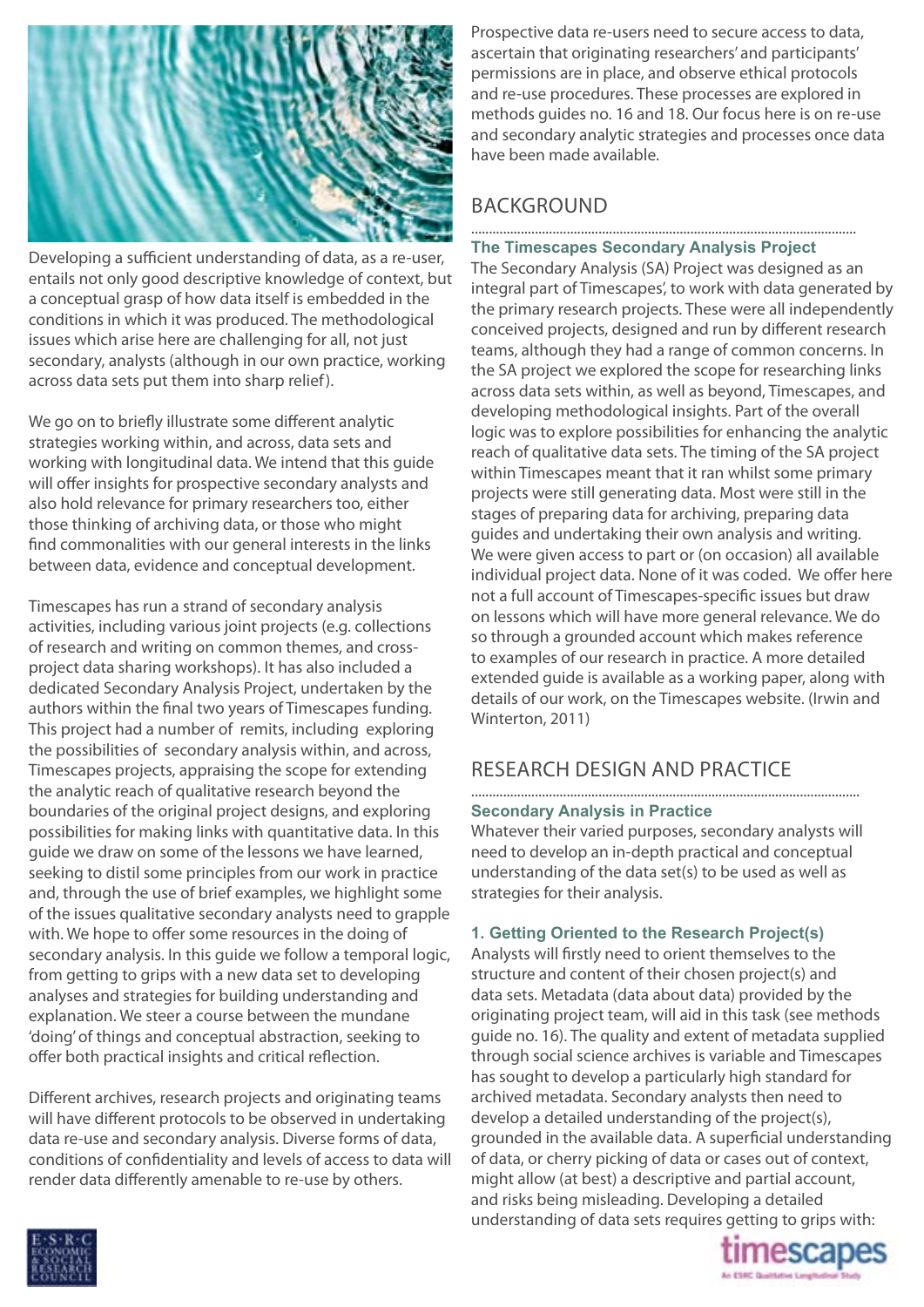Developing a sufficient understanding of data, as a re-user, entails not only good descriptive knowledge of context, but a conceptual grasp of how data itself is embedded in the conditions in which it was produced. The methodological issues which arise here are challenging for all, not just secondary, analysts (although in our own practice, working across data sets put them into sharp relief).

We go on to briefly illustrate some different analytic strategies working within, and across, data sets and working with longitudinal data. We intend that this guide will offer insights for prospective secondary analysts and also hold relevance for primary researchers too, either those thinking of archiving data, or those who might find commonalities with our general interests in the links between data, evidence and conceptual development.

Timescapes has run a strand of secondary analysis activities, including various joint projects (e.g. collections of research and writing on common themes, and cross-project data sharing workshops). It has also included a dedicated Secondary Analysis Project, undertaken by the authors within the final two years of Timescapes funding. This project had a number of remits, including exploring the possibilities of secondary analysis within, and across, Timescapes projects, appraising the scope for extending the analytic reach of qualitative research beyond the boundaries of the original project designs, and exploring possibilities for making links with quantitative data. In this guide we draw on some of the lessons we have learned, seeking to distil some principles from our work in practice and, through the use of brief examples, we highlight some of the issues qualitative secondary analysts need to grapple with. We hope to offer some resources in the doing of secondary analysis. In this guide we follow a temporal logic, from getting to grips with a new data set to developing analyses and strategies for building understanding and explanation. We steer a course between the mundane 'doing' of things and conceptual abstraction, seeking to offer both practical insights and critical reflection.

Different archives, research projects and originating teams will have different protocols to be observed in undertaking data re-use and secondary analysis. Diverse forms of data, conditions of confidentiality and levels of access to data will render data differently amenable to re-use by others.

Prospective data re-users need to secure access to data, ascertain that originating researchers' and participants' permissions are in place, and observe ethical protocols and re-use procedures. These processes are explored in methods guides no. 16 and 18. Our focus here is on re-use and secondary analytic strategies and processes once data have been made available.

## BACKGROUND

### The Timescapes Secondary Analysis Project

The Secondary Analysis (SA) Project was designed as an integral part of Timescapes', to work with data generated by the primary research projects. These were all independently conceived projects, designed and run by different research teams, although they had a range of common concerns. In the SA project we explored the scope for researching links across data sets within, as well as beyond, Timescapes, and developing methodological insights. Part of the overall logic was to explore possibilities for enhancing the analytic reach of qualitative data sets. The timing of the SA project within Timescapes meant that it ran whilst some primary projects were still generating data. Most were still in the stages of preparing data for archiving, preparing data guides and undertaking their own analysis and writing. We were given access to part or (on occasion) all available individual project data. None of it was coded. We offer here not a full account of Timescapes-specific issues but draw on lessons which will have more general relevance. We do so through a grounded account which makes reference to examples of our research in practice. A more detailed extended guide is available as a working paper, along with details of our work, on the Timescapes website. (Irwin and Winterton, 2011)

## RESEARCH DESIGN AND PRACTICE

### Secondary Analysis in Practice

Whatever their varied purposes, secondary analysts will need to develop an in-depth practical and conceptual understanding of the data set(s) to be used as well as strategies for their analysis.

### 1. Getting Oriented to the Research Project(s)

Analysts will firstly need to orient themselves to the structure and content of their chosen project(s) and data sets. Metadata (data about data) provided by the originating project team, will aid in this task (see methods guide no. 16). The quality and extent of metadata supplied through social science archives is variable and Timescapes has sought to develop a particularly high standard for archived metadata. Secondary analysts then need to develop a detailed understanding of the project(s), grounded in the available data. A superficial understanding of data, or cherry picking of data or cases out of context, might allow (at best) a descriptive and partial account, and risks being misleading. Developing a detailed understanding of data sets requires getting to grips with: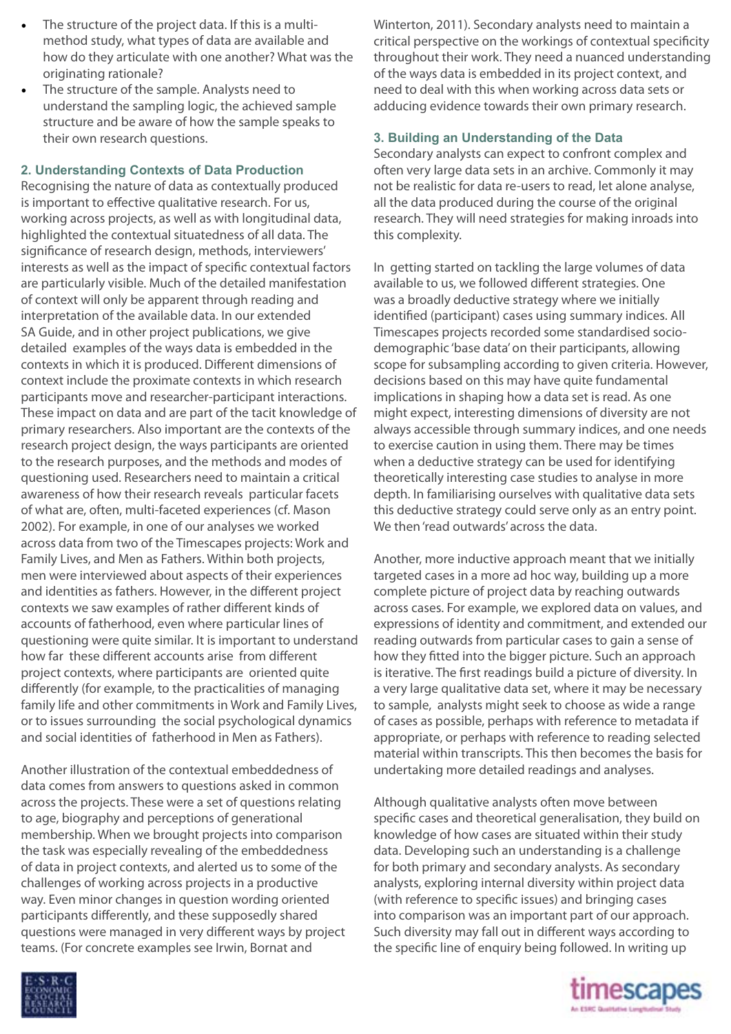- The structure of the project data. If this is a multi-method study, what types of data are available and how do they articulate with one another? What was the originating rationale?
- The structure of the sample. Analysts need to understand the sampling logic, the achieved sample structure and be aware of how the sample speaks to their own research questions.

### 2. Understanding Contexts of Data Production

Recognising the nature of data as contextually produced is important to effective qualitative research. For us, working across projects, as well as with longitudinal data, highlighted the contextual situatedness of all data. The significance of research design, methods, interviewers' interests as well as the impact of specific contextual factors are particularly visible. Much of the detailed manifestation of context will only be apparent through reading and interpretation of the available data. In our extended SA Guide, and in other project publications, we give detailed examples of the ways data is embedded in the contexts in which it is produced. Different dimensions of context include the proximate contexts in which research participants move and researcher-participant interactions. These impact on data and are part of the tacit knowledge of primary researchers. Also important are the contexts of the research project design, the ways participants are oriented to the research purposes, and the methods and modes of questioning used. Researchers need to maintain a critical awareness of how their research reveals particular facets of what are, often, multi-faceted experiences (cf. Mason 2002). For example, in one of our analyses we worked across data from two of the Timescapes projects: Work and Family Lives, and Men as Fathers. Within both projects, men were interviewed about aspects of their experiences and identities as fathers. However, in the different project contexts we saw examples of rather different kinds of accounts of fatherhood, even where particular lines of questioning were quite similar. It is important to understand how far these different accounts arise from different project contexts, where participants are oriented quite differently (for example, to the practicalities of managing family life and other commitments in Work and Family Lives, or to issues surrounding the social psychological dynamics and social identities of fatherhood in Men as Fathers).

Another illustration of the contextual embeddedness of data comes from answers to questions asked in common across the projects. These were a set of questions relating to age, biography and perceptions of generational membership. When we brought projects into comparison the task was especially revealing of the embeddedness of data in project contexts, and alerted us to some of the challenges of working across projects in a productive way. Even minor changes in question wording oriented participants differently, and these supposedly shared questions were managed in very different ways by project teams. (For concrete examples see Irwin, Bornat and Winterton, 2011). Secondary analysts need to maintain a critical perspective on the workings of contextual specificity throughout their work. They need a nuanced understanding of the ways data is embedded in its project context, and need to deal with this when working across data sets or adducing evidence towards their own primary research.

### 3. Building an Understanding of the Data

Secondary analysts can expect to confront complex and often very large data sets in an archive. Commonly it may not be realistic for data re-users to read, let alone analyse, all the data produced during the course of the original research. They will need strategies for making inroads into this complexity.

In getting started on tackling the large volumes of data available to us, we followed different strategies. One was a broadly deductive strategy where we initially identified (participant) cases using summary indices. All Timescapes projects recorded some standardised socio-demographic 'base data' on their participants, allowing scope for subsampling according to given criteria. However, decisions based on this may have quite fundamental implications in shaping how a data set is read. As one might expect, interesting dimensions of diversity are not always accessible through summary indices, and one needs to exercise caution in using them. There may be times when a deductive strategy can be used for identifying theoretically interesting case studies to analyse in more depth. In familiarising ourselves with qualitative data sets this deductive strategy could serve only as an entry point. We then 'read outwards' across the data.

Another, more inductive approach meant that we initially targeted cases in a more ad hoc way, building up a more complete picture of project data by reaching outwards across cases. For example, we explored data on values, and expressions of identity and commitment, and extended our reading outwards from particular cases to gain a sense of how they fitted into the bigger picture. Such an approach is iterative. The first readings build a picture of diversity. In a very large qualitative data set, where it may be necessary to sample, analysts might seek to choose as wide a range of cases as possible, perhaps with reference to metadata if appropriate, or perhaps with reference to reading selected material within transcripts. This then becomes the basis for undertaking more detailed readings and analyses.

Although qualitative analysts often move between specific cases and theoretical generalisation, they build on knowledge of how cases are situated within their study data. Developing such an understanding is a challenge for both primary and secondary analysts. As secondary analysts, exploring internal diversity within project data (with reference to specific issues) and bringing cases into comparison was an important part of our approach. Such diversity may fall out in different ways according to the specific line of enquiry being followed. In writing up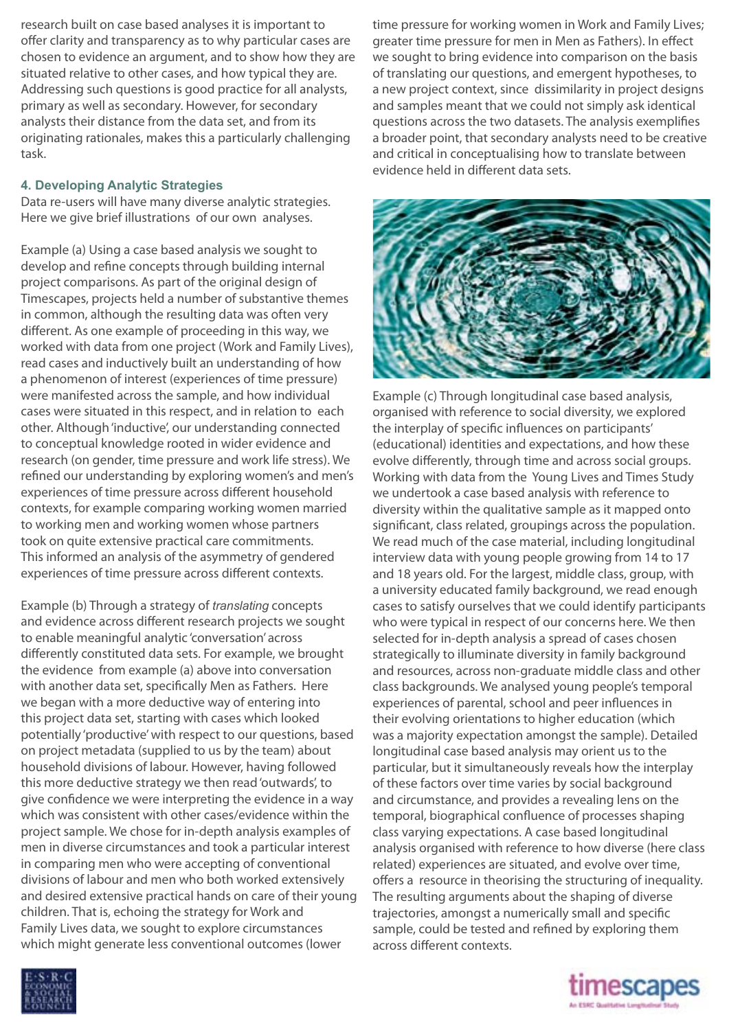research built on case based analyses it is important to offer clarity and transparency as to why particular cases are chosen to evidence an argument, and to show how they are situated relative to other cases, and how typical they are. Addressing such questions is good practice for all analysts, primary as well as secondary. However, for secondary analysts their distance from the data set, and from its originating rationales, makes this a particularly challenging task.

### 4. Developing Analytic Strategies

Data re-users will have many diverse analytic strategies. Here we give brief illustrations of our own analyses.

Example (a) Using a case based analysis we sought to develop and refine concepts through building internal project comparisons. As part of the original design of Timescapes, projects held a number of substantive themes in common, although the resulting data was often very different. As one example of proceeding in this way, we worked with data from one project (Work and Family Lives), read cases and inductively built an understanding of how a phenomenon of interest (experiences of time pressure) were manifested across the sample, and how individual cases were situated in this respect, and in relation to each other. Although 'inductive', our understanding connected to conceptual knowledge rooted in wider evidence and research (on gender, time pressure and work life stress). We refined our understanding by exploring women's and men's experiences of time pressure across different household contexts, for example comparing working women married to working men and working women whose partners took on quite extensive practical care commitments. This informed an analysis of the asymmetry of gendered experiences of time pressure across different contexts.

Example (b) Through a strategy of *translating* concepts and evidence across different research projects we sought to enable meaningful analytic 'conversation' across differently constituted data sets. For example, we brought the evidence from example (a) above into conversation with another data set, specifically Men as Fathers. Here we began with a more deductive way of entering into this project data set, starting with cases which looked potentially 'productive' with respect to our questions, based on project metadata (supplied to us by the team) about household divisions of labour. However, having followed this more deductive strategy we then read 'outwards', to give confidence we were interpreting the evidence in a way which was consistent with other cases/evidence within the project sample. We chose for in-depth analysis examples of men in diverse circumstances and took a particular interest in comparing men who were accepting of conventional divisions of labour and men who both worked extensively and desired extensive practical hands on care of their young children. That is, echoing the strategy for Work and Family Lives data, we sought to explore circumstances which might generate less conventional outcomes (lower time pressure for working women in Work and Family Lives; greater time pressure for men in Men as Fathers). In effect we sought to bring evidence into comparison on the basis of translating our questions, and emergent hypotheses, to a new project context, since dissimilarity in project designs and samples meant that we could not simply ask identical questions across the two datasets. The analysis exemplifies a broader point, that secondary analysts need to be creative and critical in conceptualising how to translate between evidence held in different data sets.

Example (c) Through longitudinal case based analysis, organised with reference to social diversity, we explored the interplay of specific influences on participants' (educational) identities and expectations, and how these evolve differently, through time and across social groups. Working with data from the Young Lives and Times Study we undertook a case based analysis with reference to diversity within the qualitative sample as it mapped onto significant, class related, groupings across the population. We read much of the case material, including longitudinal interview data with young people growing from 14 to 17 and 18 years old. For the largest, middle class, group, with a university educated family background, we read enough cases to satisfy ourselves that we could identify participants who were typical in respect of our concerns here. We then selected for in-depth analysis a spread of cases chosen strategically to illuminate diversity in family background and resources, across non-graduate middle class and other class backgrounds. We analysed young people's temporal experiences of parental, school and peer influences in their evolving orientations to higher education (which was a majority expectation amongst the sample). Detailed longitudinal case based analysis may orient us to the particular, but it simultaneously reveals how the interplay of these factors over time varies by social background and circumstance, and provides a revealing lens on the temporal, biographical confluence of processes shaping class varying expectations. A case based longitudinal analysis organised with reference to how diverse (here class related) experiences are situated, and evolve over time, offers a resource in theorising the structuring of inequality. The resulting arguments about the shaping of diverse trajectories, amongst a numerically small and specific sample, could be tested and refined by exploring them across different contexts.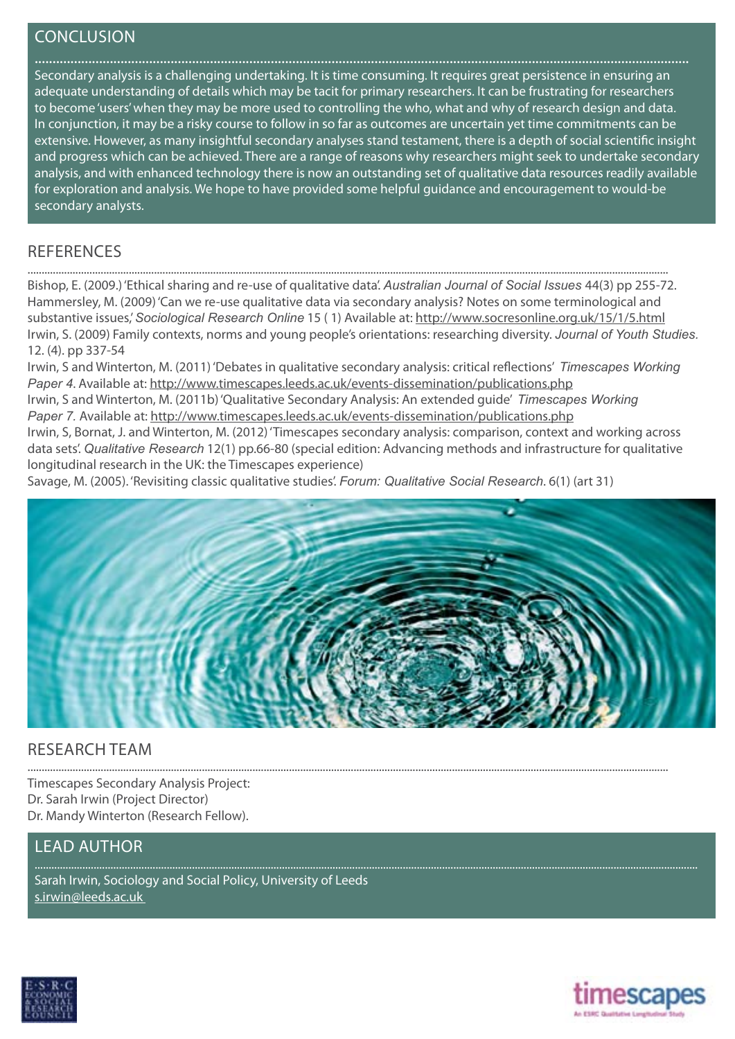## CONCLUSION

Secondary analysis is a challenging undertaking. It is time consuming. It requires great persistence in ensuring an adequate understanding of details which may be tacit for primary researchers. It can be frustrating for researchers to become 'users' when they may be more used to controlling the who, what and why of research design and data. In conjunction, it may be a risky course to follow in so far as outcomes are uncertain yet time commitments can be extensive. However, as many insightful secondary analyses stand testament, there is a depth of social scientific insight and progress which can be achieved. There are a range of reasons why researchers might seek to undertake secondary analysis, and with enhanced technology there is now an outstanding set of qualitative data resources readily available for exploration and analysis. We hope to have provided some helpful guidance and encouragement to would-be secondary analysts.

## REFERENCES

Bishop, E. (2009.) 'Ethical sharing and re-use of qualitative data'. *Australian Journal of Social Issues* 44(3) pp 255-72.
Hammersley, M. (2009) 'Can we re-use qualitative data via secondary analysis? Notes on some terminological and substantive issues,' *Sociological Research Online* 15 ( 1) Available at: http://www.socresonline.org.uk/15/1/5.html
Irwin, S. (2009) Family contexts, norms and young people's orientations: researching diversity. *Journal of Youth Studies.* 12. (4). pp 337-54
Irwin, S and Winterton, M. (2011) 'Debates in qualitative secondary analysis: critical reflections' *Timescapes Working Paper 4*. Available at: http://www.timescapes.leeds.ac.uk/events-dissemination/publications.php
Irwin, S and Winterton, M. (2011b) 'Qualitative Secondary Analysis: An extended guide' *Timescapes Working Paper 7.* Available at: http://www.timescapes.leeds.ac.uk/events-dissemination/publications.php
Irwin, S, Bornat, J. and Winterton, M. (2012) 'Timescapes secondary analysis: comparison, context and working across data sets'. *Qualitative Research* 12(1) pp.66-80 (special edition: Advancing methods and infrastructure for qualitative longitudinal research in the UK: the Timescapes experience)
Savage, M. (2005). 'Revisiting classic qualitative studies'. *Forum: Qualitative Social Research*. 6(1) (art 31)

## RESEARCH TEAM

Timescapes Secondary Analysis Project:
Dr. Sarah Irwin (Project Director)
Dr. Mandy Winterton (Research Fellow).

## LEAD AUTHOR

Sarah Irwin, Sociology and Social Policy, University of Leeds
s.irwin@leeds.ac.uk